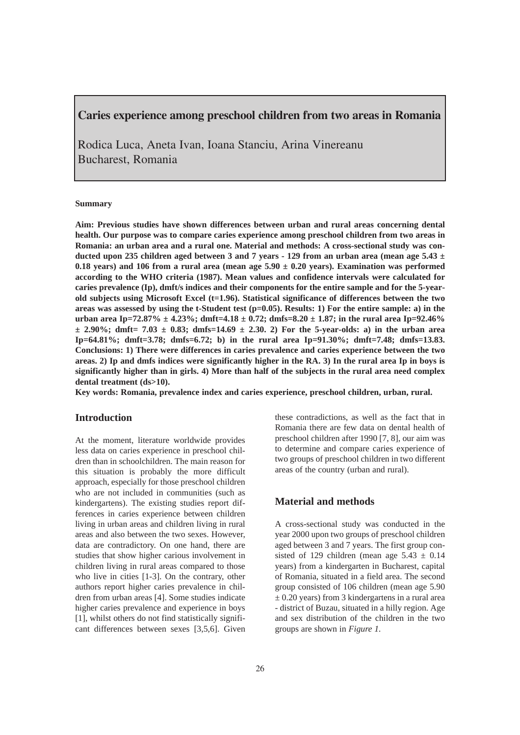# Caries experience among preschool children from two areas in Romania

Rodica Luca, Aneta Ivan, Ioana Stanciu, Arina Vinereanu
Bucharest, Romania

**Summary**

**Aim: Previous studies have shown differences between urban and rural areas concerning dental health. Our purpose was to compare caries experience among preschool children from two areas in Romania: an urban area and a rural one. Material and methods: A cross-sectional study was conducted upon 235 children aged between 3 and 7 years - 129 from an urban area (mean age 5.43 ± 0.18 years) and 106 from a rural area (mean age 5.90 ± 0.20 years). Examination was performed according to the WHO criteria (1987). Mean values and confidence intervals were calculated for caries prevalence (Ip), dmft/s indices and their components for the entire sample and for the 5-year-old subjects using Microsoft Excel (t=1.96). Statistical significance of differences between the two areas was assessed by using the t-Student test (p=0.05). Results: 1) For the entire sample: a) in the urban area Ip=72.87% ± 4.23%; dmft=4.18 ± 0.72; dmfs=8.20 ± 1.87; in the rural area Ip=92.46% ± 2.90%; dmft= 7.03 ± 0.83; dmfs=14.69 ± 2.30. 2) For the 5-year-olds: a) in the urban area Ip=64.81%; dmft=3.78; dmfs=6.72; b) in the rural area Ip=91.30%; dmft=7.48; dmfs=13.83. Conclusions: 1) There were differences in caries prevalence and caries experience between the two areas. 2) Ip and dmfs indices were significantly higher in the RA. 3) In the rural area Ip in boys is significantly higher than in girls. 4) More than half of the subjects in the rural area need complex dental treatment (ds>10).**

**Key words: Romania, prevalence index and caries experience, preschool children, urban, rural.**

## Introduction

At the moment, literature worldwide provides less data on caries experience in preschool children than in schoolchildren. The main reason for this situation is probably the more difficult approach, especially for those preschool children who are not included in communities (such as kindergartens). The existing studies report differences in caries experience between children living in urban areas and children living in rural areas and also between the two sexes. However, data are contradictory. On one hand, there are studies that show higher carious involvement in children living in rural areas compared to those who live in cities [1-3]. On the contrary, other authors report higher caries prevalence in children from urban areas [4]. Some studies indicate higher caries prevalence and experience in boys [1], whilst others do not find statistically significant differences between sexes [3,5,6]. Given these contradictions, as well as the fact that in Romania there are few data on dental health of preschool children after 1990 [7, 8], our aim was to determine and compare caries experience of two groups of preschool children in two different areas of the country (urban and rural).

## Material and methods

A cross-sectional study was conducted in the year 2000 upon two groups of preschool children aged between 3 and 7 years. The first group consisted of 129 children (mean age 5.43 ± 0.14 years) from a kindergarten in Bucharest, capital of Romania, situated in a field area. The second group consisted of 106 children (mean age 5.90 ± 0.20 years) from 3 kindergartens in a rural area - district of Buzau, situated in a hilly region. Age and sex distribution of the children in the two groups are shown in *Figure 1*.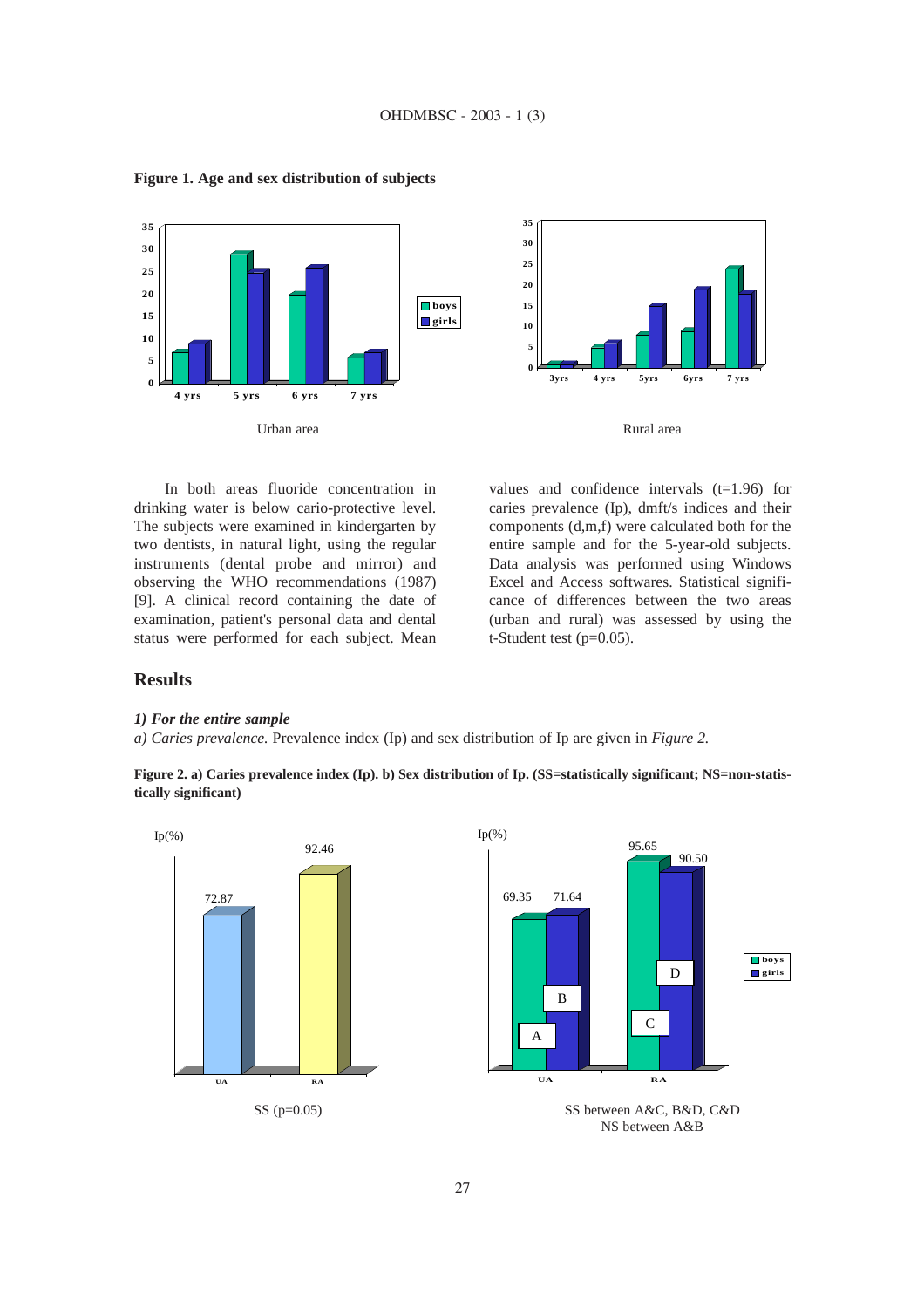**Figure 1. Age and sex distribution of subjects**

Urban area

Rural area

In both areas fluoride concentration in drinking water is below cario-protective level. The subjects were examined in kindergarten by two dentists, in natural light, using the regular instruments (dental probe and mirror) and observing the WHO recommendations (1987) [9]. A clinical record containing the date of examination, patient's personal data and dental status were performed for each subject. Mean values and confidence intervals (t=1.96) for caries prevalence (Ip), dmft/s indices and their components (d,m,f) were calculated both for the entire sample and for the 5-year-old subjects. Data analysis was performed using Windows Excel and Access softwares. Statistical significance of differences between the two areas (urban and rural) was assessed by using the t-Student test (p=0.05).

## Results

### *1) For the entire sample*

*a) Caries prevalence.* Prevalence index (Ip) and sex distribution of Ip are given in *Figure 2.*

**Figure 2. a) Caries prevalence index (Ip). b) Sex distribution of Ip. (SS=statistically significant; NS=non-statistically significant)**

SS (p=0.05)

SS between A&C, B&D, C&D
NS between A&B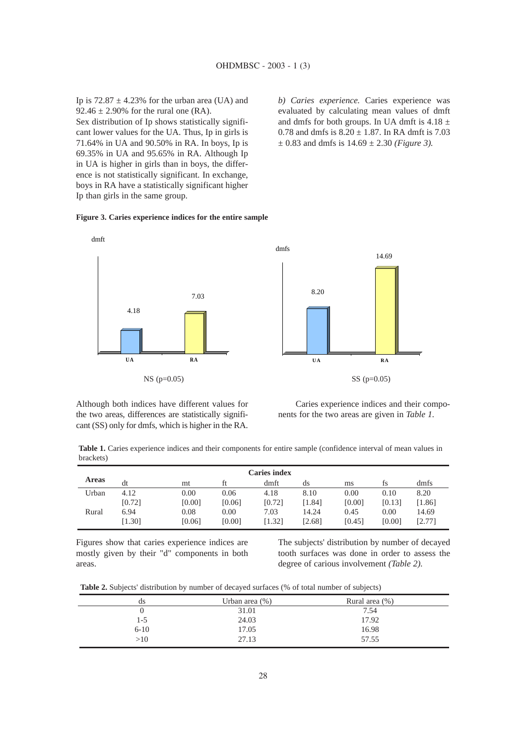Ip is 72.87 ± 4.23% for the urban area (UA) and 92.46 ± 2.90% for the rural one (RA).

Sex distribution of Ip shows statistically significant lower values for the UA. Thus, Ip in girls is 71.64% in UA and 90.50% in RA. In boys, Ip is 69.35% in UA and 95.65% in RA. Although Ip in UA is higher in girls than in boys, the difference is not statistically significant. In exchange, boys in RA have a statistically significant higher Ip than girls in the same group.

*b) Caries experience.* Caries experience was evaluated by calculating mean values of dmft and dmfs for both groups. In UA dmft is 4.18 ± 0.78 and dmfs is 8.20 ± 1.87. In RA dmft is 7.03 ± 0.83 and dmfs is 14.69 ± 2.30 *(Figure 3).*

**Figure 3. Caries experience indices for the entire sample**

dmft: UA 4.18, RA 7.03 — NS (p=0.05)

dmfs: UA 8.20, RA 14.69 — SS (p=0.05)

Although both indices have different values for the two areas, differences are statistically significant (SS) only for dmfs, which is higher in the RA.

Caries experience indices and their components for the two areas are given in *Table 1.*

**Table 1.** Caries experience indices and their components for entire sample (confidence interval of mean values in brackets)

| Areas | Caries index | | | | | | | |
|---|---|---|---|---|---|---|---|---|
| | dt | mt | ft | dmft | ds | ms | fs | dmfs |
| Urban | 4.12 | 0.00 | 0.06 | 4.18 | 8.10 | 0.00 | 0.10 | 8.20 |
| | [0.72] | [0.00] | [0.06] | [0.72] | [1.84] | [0.00] | [0.13] | [1.86] |
| Rural | 6.94 | 0.08 | 0.00 | 7.03 | 14.24 | 0.45 | 0.00 | 14.69 |
| | [1.30] | [0.06] | [0.00] | [1.32] | [2.68] | [0.45] | [0.00] | [2.77] |

Figures show that caries experience indices are mostly given by their "d" components in both areas.

The subjects' distribution by number of decayed tooth surfaces was done in order to assess the degree of carious involvement *(Table 2).*

**Table 2.** Subjects' distribution by number of decayed surfaces (% of total number of subjects)

| ds | Urban area (%) | Rural area (%) |
|---|---|---|
| 0 | 31.01 | 7.54 |
| 1-5 | 24.03 | 17.92 |
| 6-10 | 17.05 | 16.98 |
| >10 | 27.13 | 57.55 |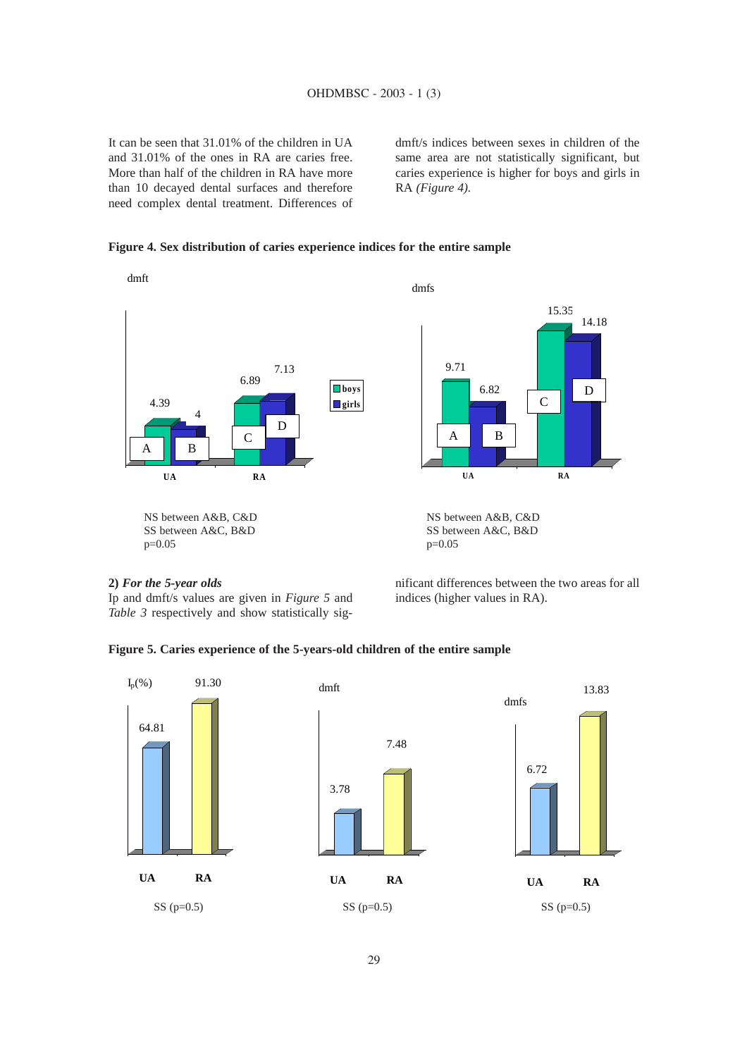It can be seen that 31.01% of the children in UA and 31.01% of the ones in RA are caries free. More than half of the children in RA have more than 10 decayed dental surfaces and therefore need complex dental treatment. Differences of dmft/s indices between sexes in children of the same area are not statistically significant, but caries experience is higher for boys and girls in RA *(Figure 4).*

**Figure 4. Sex distribution of caries experience indices for the entire sample**

dmft

| | boys | girls |
|---|---|---|
| UA | 4.39 (A) | 4 (B) |
| RA | 6.89 (C) | 7.13 (D) |

NS between A&B, C&D
SS between A&C, B&D
p=0.05

dmfs

| | boys | girls |
|---|---|---|
| UA | 9.71 (A) | 6.82 (B) |
| RA | 15.35 (C) | 14.18 (D) |

NS between A&B, C&D
SS between A&C, B&D
p=0.05

**2)** ***For the 5-year olds***

Ip and dmft/s values are given in *Figure 5* and *Table 3* respectively and show statistically significant differences between the two areas for all indices (higher values in RA).

**Figure 5. Caries experience of the 5-years-old children of the entire sample**

| | $I_p$(%) | dmft | dmfs |
|---|---|---|---|
| UA | 64.81 | 3.78 | 6.72 |
| RA | 91.30 | 7.48 | 13.83 |

SS (p=0.5) &nbsp;&nbsp; SS (p=0.5) &nbsp;&nbsp; SS (p=0.5)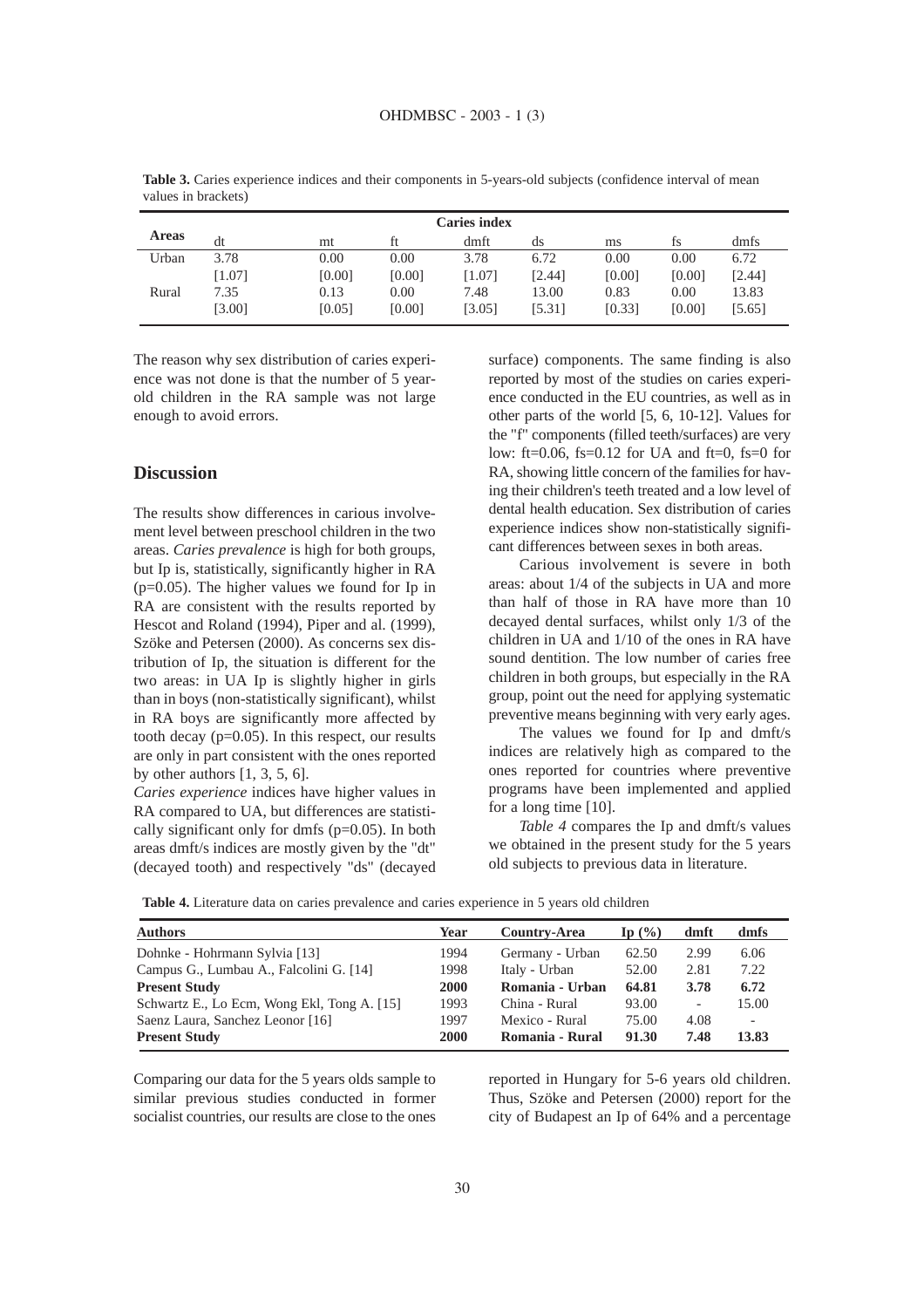**Table 3.** Caries experience indices and their components in 5-years-old subjects (confidence interval of mean values in brackets)

| Areas | Caries index | | | | | | | |
|---|---|---|---|---|---|---|---|---|
| | dt | mt | ft | dmft | ds | ms | fs | dmfs |
| Urban | 3.78 | 0.00 | 0.00 | 3.78 | 6.72 | 0.00 | 0.00 | 6.72 |
| | [1.07] | [0.00] | [0.00] | [1.07] | [2.44] | [0.00] | [0.00] | [2.44] |
| Rural | 7.35 | 0.13 | 0.00 | 7.48 | 13.00 | 0.83 | 0.00 | 13.83 |
| | [3.00] | [0.05] | [0.00] | [3.05] | [5.31] | [0.33] | [0.00] | [5.65] |

The reason why sex distribution of caries experience was not done is that the number of 5 year-old children in the RA sample was not large enough to avoid errors.

## Discussion

The results show differences in carious involvement level between preschool children in the two areas. *Caries prevalence* is high for both groups, but Ip is, statistically, significantly higher in RA ($p=0.05$). The higher values we found for Ip in RA are consistent with the results reported by Hescot and Roland (1994), Piper and al. (1999), Szöke and Petersen (2000). As concerns sex distribution of Ip, the situation is different for the two areas: in UA Ip is slightly higher in girls than in boys (non-statistically significant), whilst in RA boys are significantly more affected by tooth decay ($p=0.05$). In this respect, our results are only in part consistent with the ones reported by other authors [1, 3, 5, 6].

*Caries experience* indices have higher values in RA compared to UA, but differences are statistically significant only for dmfs ($p=0.05$). In both areas dmft/s indices are mostly given by the "dt" (decayed tooth) and respectively "ds" (decayed surface) components. The same finding is also reported by most of the studies on caries experience conducted in the EU countries, as well as in other parts of the world [5, 6, 10-12]. Values for the "f" components (filled teeth/surfaces) are very low: ft=0.06, fs=0.12 for UA and ft=0, fs=0 for RA, showing little concern of the families for having their children's teeth treated and a low level of dental health education. Sex distribution of caries experience indices show non-statistically significant differences between sexes in both areas.

Carious involvement is severe in both areas: about 1/4 of the subjects in UA and more than half of those in RA have more than 10 decayed dental surfaces, whilst only 1/3 of the children in UA and 1/10 of the ones in RA have sound dentition. The low number of caries free children in both groups, but especially in the RA group, point out the need for applying systematic preventive means beginning with very early ages.

The values we found for Ip and dmft/s indices are relatively high as compared to the ones reported for countries where preventive programs have been implemented and applied for a long time [10].

*Table 4* compares the Ip and dmft/s values we obtained in the present study for the 5 years old subjects to previous data in literature.

**Table 4.** Literature data on caries prevalence and caries experience in 5 years old children

| Authors | Year | Country-Area | Ip (%) | dmft | dmfs |
|---|---|---|---|---|---|
| Dohnke - Hohrmann Sylvia [13] | 1994 | Germany - Urban | 62.50 | 2.99 | 6.06 |
| Campus G., Lumbau A., Falcolini G. [14] | 1998 | Italy - Urban | 52.00 | 2.81 | 7.22 |
| **Present Study** | **2000** | **Romania - Urban** | **64.81** | **3.78** | **6.72** |
| Schwartz E., Lo Ecm, Wong Ekl, Tong A. [15] | 1993 | China - Rural | 93.00 | - | 15.00 |
| Saenz Laura, Sanchez Leonor [16] | 1997 | Mexico - Rural | 75.00 | 4.08 | - |
| **Present Study** | **2000** | **Romania - Rural** | **91.30** | **7.48** | **13.83** |

Comparing our data for the 5 years olds sample to similar previous studies conducted in former socialist countries, our results are close to the ones reported in Hungary for 5-6 years old children. Thus, Szöke and Petersen (2000) report for the city of Budapest an Ip of 64% and a percentage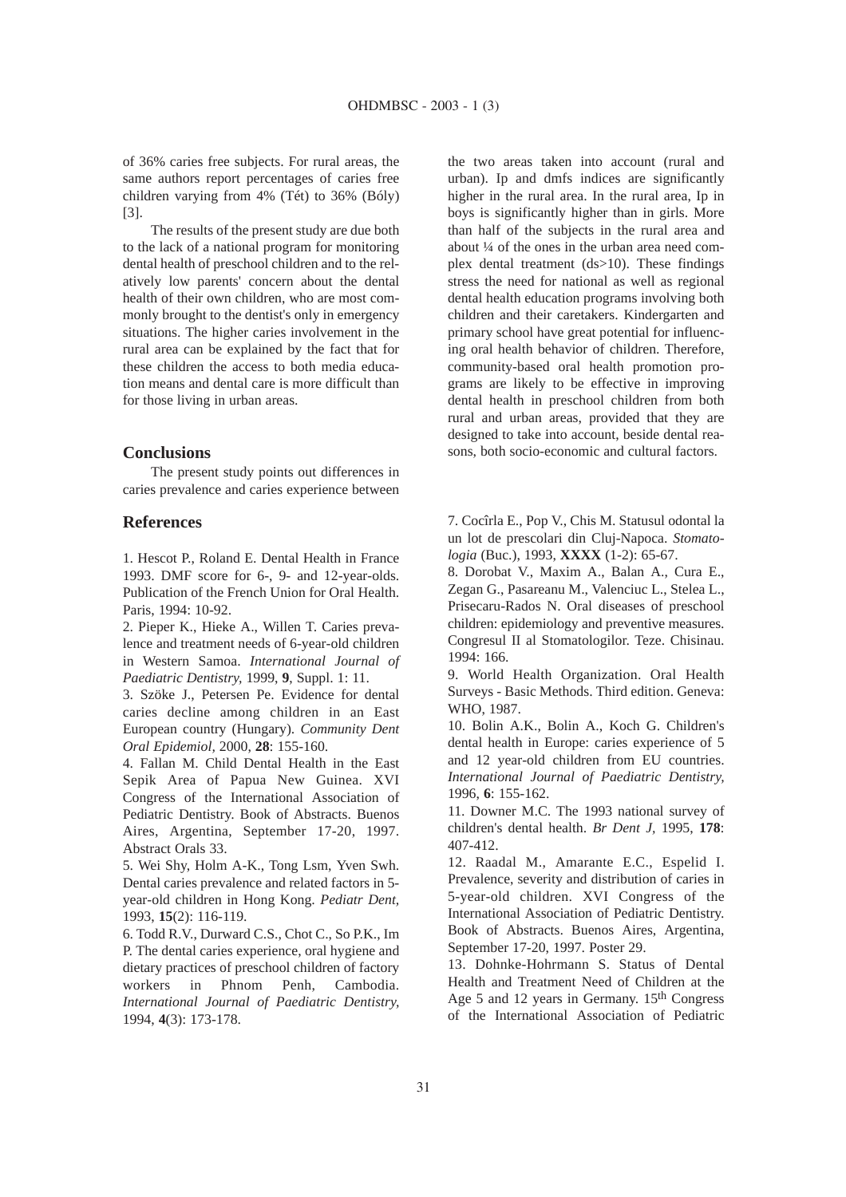of 36% caries free subjects. For rural areas, the same authors report percentages of caries free children varying from 4% (Tét) to 36% (Bóly) [3].

The results of the present study are due both to the lack of a national program for monitoring dental health of preschool children and to the relatively low parents' concern about the dental health of their own children, who are most commonly brought to the dentist's only in emergency situations. The higher caries involvement in the rural area can be explained by the fact that for these children the access to both media education means and dental care is more difficult than for those living in urban areas.

## Conclusions

The present study points out differences in caries prevalence and caries experience between the two areas taken into account (rural and urban). Ip and dmfs indices are significantly higher in the rural area. In the rural area, Ip in boys is significantly higher than in girls. More than half of the subjects in the rural area and about ¼ of the ones in the urban area need complex dental treatment (ds>10). These findings stress the need for national as well as regional dental health education programs involving both children and their caretakers. Kindergarten and primary school have great potential for influencing oral health behavior of children. Therefore, community-based oral health promotion programs are likely to be effective in improving dental health in preschool children from both rural and urban areas, provided that they are designed to take into account, beside dental reasons, both socio-economic and cultural factors.

## References

1. Hescot P., Roland E. Dental Health in France 1993. DMF score for 6-, 9- and 12-year-olds. Publication of the French Union for Oral Health. Paris, 1994: 10-92.

2. Pieper K., Hieke A., Willen T. Caries prevalence and treatment needs of 6-year-old children in Western Samoa. *International Journal of Paediatric Dentistry,* 1999, **9**, Suppl. 1: 11.

3. Szöke J., Petersen Pe. Evidence for dental caries decline among children in an East European country (Hungary). *Community Dent Oral Epidemiol,* 2000, **28**: 155-160.

4. Fallan M. Child Dental Health in the East Sepik Area of Papua New Guinea. XVI Congress of the International Association of Pediatric Dentistry. Book of Abstracts. Buenos Aires, Argentina, September 17-20, 1997. Abstract Orals 33.

5. Wei Shy, Holm A-K., Tong Lsm, Yven Swh. Dental caries prevalence and related factors in 5-year-old children in Hong Kong. *Pediatr Dent,* 1993, **15**(2): 116-119.

6. Todd R.V., Durward C.S., Chot C., So P.K., Im P. The dental caries experience, oral hygiene and dietary practices of preschool children of factory workers in Phnom Penh, Cambodia. *International Journal of Paediatric Dentistry,* 1994, **4**(3): 173-178.

7. Cocîrla E., Pop V., Chis M. Statusul odontal la un lot de prescolari din Cluj-Napoca. *Stomatologia* (Buc.), 1993, **XXXX** (1-2): 65-67.

8. Dorobat V., Maxim A., Balan A., Cura E., Zegan G., Pasareanu M., Valenciuc L., Stelea L., Prisecaru-Rados N. Oral diseases of preschool children: epidemiology and preventive measures. Congresul II al Stomatologilor. Teze. Chisinau. 1994: 166.

9. World Health Organization. Oral Health Surveys - Basic Methods. Third edition. Geneva: WHO, 1987.

10. Bolin A.K., Bolin A., Koch G. Children's dental health in Europe: caries experience of 5 and 12 year-old children from EU countries. *International Journal of Paediatric Dentistry,* 1996, **6**: 155-162.

11. Downer M.C. The 1993 national survey of children's dental health. *Br Dent J,* 1995, **178**: 407-412.

12. Raadal M., Amarante E.C., Espelid I. Prevalence, severity and distribution of caries in 5-year-old children. XVI Congress of the International Association of Pediatric Dentistry. Book of Abstracts. Buenos Aires, Argentina, September 17-20, 1997. Poster 29.

13. Dohnke-Hohrmann S. Status of Dental Health and Treatment Need of Children at the Age 5 and 12 years in Germany. 15th Congress of the International Association of Pediatric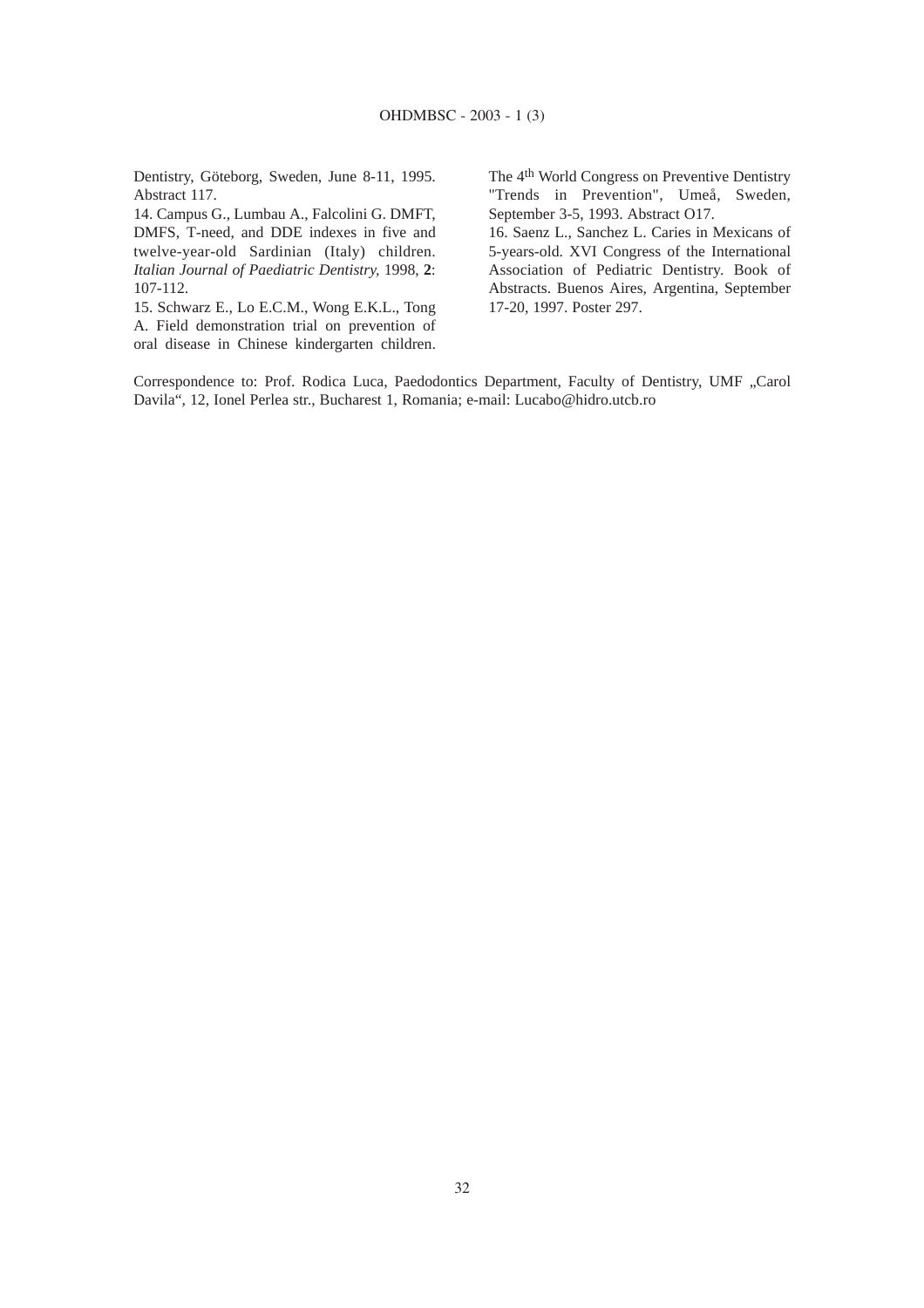Dentistry, Göteborg, Sweden, June 8-11, 1995. Abstract 117.

14. Campus G., Lumbau A., Falcolini G. DMFT, DMFS, T-need, and DDE indexes in five and twelve-year-old Sardinian (Italy) children. *Italian Journal of Paediatric Dentistry,* 1998, **2**: 107-112.

15. Schwarz E., Lo E.C.M., Wong E.K.L., Tong A. Field demonstration trial on prevention of oral disease in Chinese kindergarten children. The 4th World Congress on Preventive Dentistry "Trends in Prevention", Umeå, Sweden, September 3-5, 1993. Abstract O17.

16. Saenz L., Sanchez L. Caries in Mexicans of 5-years-old. XVI Congress of the International Association of Pediatric Dentistry. Book of Abstracts. Buenos Aires, Argentina, September 17-20, 1997. Poster 297.

Correspondence to: Prof. Rodica Luca, Paedodontics Department, Faculty of Dentistry, UMF „Carol Davila“, 12, Ionel Perlea str., Bucharest 1, Romania; e-mail: Lucabo@hidro.utcb.ro